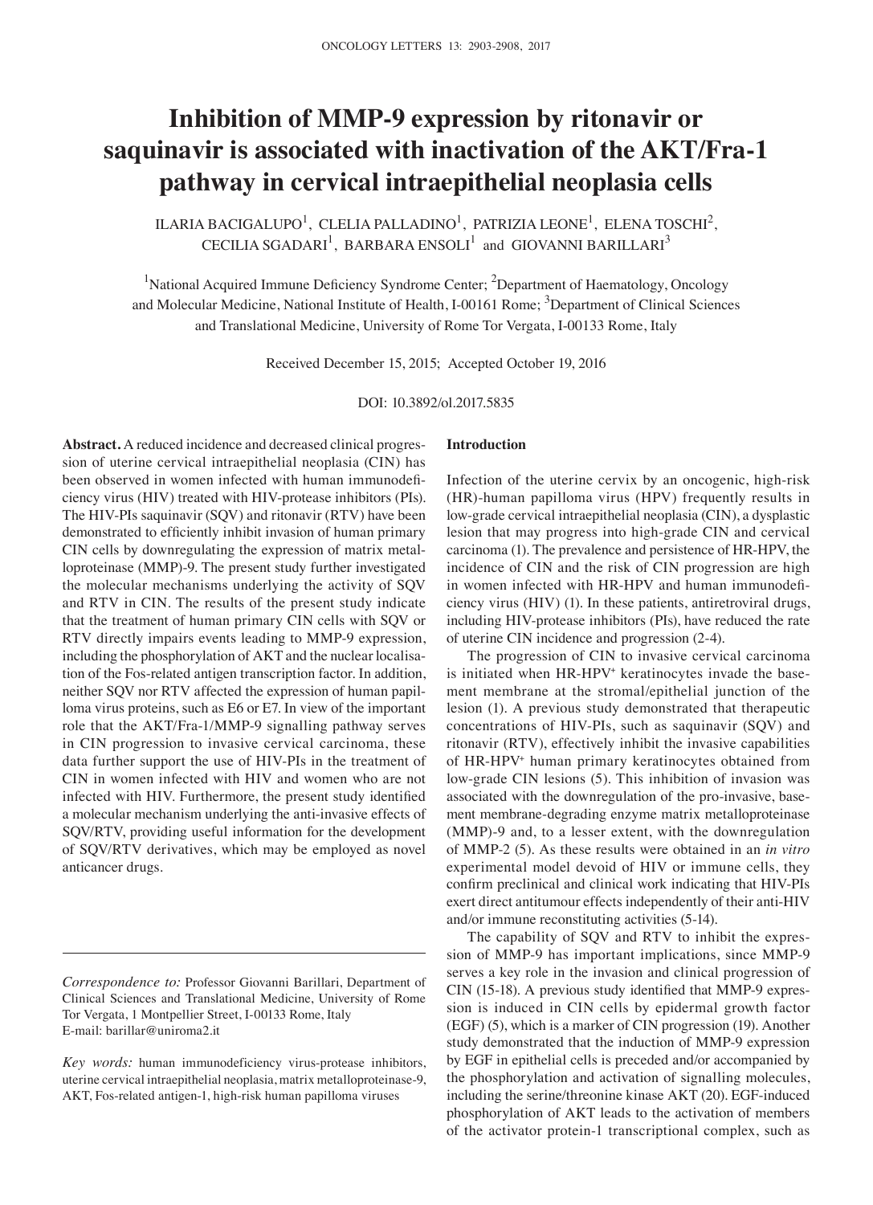# Inhibition of MMP-9 expression by ritonavir or saquinavir is associated with inactivation of the AKT/Fra-1 pathway in cervical intraepithelial neoplasia cells

ILARIA BACIGALUPO[1], CLELIA PALLADINO[1], PATRIZIA LEONE[1], ELENA TOSCHI[2], CECILIA SGADARI[1], BARBARA ENSOLI[1] and GIOVANNI BARILLARI[3]

[1]National Acquired Immune Deficiency Syndrome Center; [2]Department of Haematology, Oncology and Molecular Medicine, National Institute of Health, I-00161 Rome; [3]Department of Clinical Sciences and Translational Medicine, University of Rome Tor Vergata, I-00133 Rome, Italy

Received December 15, 2015; Accepted October 19, 2016

DOI: 10.3892/ol.2017.5835

**Abstract.** A reduced incidence and decreased clinical progression of uterine cervical intraepithelial neoplasia (CIN) has been observed in women infected with human immunodeficiency virus (HIV) treated with HIV-protease inhibitors (PIs). The HIV-PIs saquinavir (SQV) and ritonavir (RTV) have been demonstrated to efficiently inhibit invasion of human primary CIN cells by downregulating the expression of matrix metalloproteinase (MMP)-9. The present study further investigated the molecular mechanisms underlying the activity of SQV and RTV in CIN. The results of the present study indicate that the treatment of human primary CIN cells with SQV or RTV directly impairs events leading to MMP-9 expression, including the phosphorylation of AKT and the nuclear localisation of the Fos-related antigen transcription factor. In addition, neither SQV nor RTV affected the expression of human papilloma virus proteins, such as E6 or E7. In view of the important role that the AKT/Fra-1/MMP-9 signalling pathway serves in CIN progression to invasive cervical carcinoma, these data further support the use of HIV-PIs in the treatment of CIN in women infected with HIV and women who are not infected with HIV. Furthermore, the present study identified a molecular mechanism underlying the anti-invasive effects of SQV/RTV, providing useful information for the development of SQV/RTV derivatives, which may be employed as novel anticancer drugs.

*Correspondence to:* Professor Giovanni Barillari, Department of Clinical Sciences and Translational Medicine, University of Rome Tor Vergata, 1 Montpellier Street, I-00133 Rome, Italy
E-mail: barillar@uniroma2.it

*Key words:* human immunodeficiency virus-protease inhibitors, uterine cervical intraepithelial neoplasia, matrix metalloproteinase-9, AKT, Fos-related antigen-1, high-risk human papilloma viruses

## Introduction

Infection of the uterine cervix by an oncogenic, high-risk (HR)-human papilloma virus (HPV) frequently results in low-grade cervical intraepithelial neoplasia (CIN), a dysplastic lesion that may progress into high-grade CIN and cervical carcinoma (1). The prevalence and persistence of HR-HPV, the incidence of CIN and the risk of CIN progression are high in women infected with HR-HPV and human immunodeficiency virus (HIV) (1). In these patients, antiretroviral drugs, including HIV-protease inhibitors (PIs), have reduced the rate of uterine CIN incidence and progression (2-4).

The progression of CIN to invasive cervical carcinoma is initiated when HR-HPV$^+$ keratinocytes invade the basement membrane at the stromal/epithelial junction of the lesion (1). A previous study demonstrated that therapeutic concentrations of HIV-PIs, such as saquinavir (SQV) and ritonavir (RTV), effectively inhibit the invasive capabilities of HR-HPV$^+$ human primary keratinocytes obtained from low-grade CIN lesions (5). This inhibition of invasion was associated with the downregulation of the pro-invasive, basement membrane-degrading enzyme matrix metalloproteinase (MMP)-9 and, to a lesser extent, with the downregulation of MMP-2 (5). As these results were obtained in an *in vitro* experimental model devoid of HIV or immune cells, they confirm preclinical and clinical work indicating that HIV-PIs exert direct antitumour effects independently of their anti-HIV and/or immune reconstituting activities (5-14).

The capability of SQV and RTV to inhibit the expression of MMP-9 has important implications, since MMP-9 serves a key role in the invasion and clinical progression of CIN (15-18). A previous study identified that MMP-9 expression is induced in CIN cells by epidermal growth factor (EGF) (5), which is a marker of CIN progression (19). Another study demonstrated that the induction of MMP-9 expression by EGF in epithelial cells is preceded and/or accompanied by the phosphorylation and activation of signalling molecules, including the serine/threonine kinase AKT (20). EGF-induced phosphorylation of AKT leads to the activation of members of the activator protein-1 transcriptional complex, such as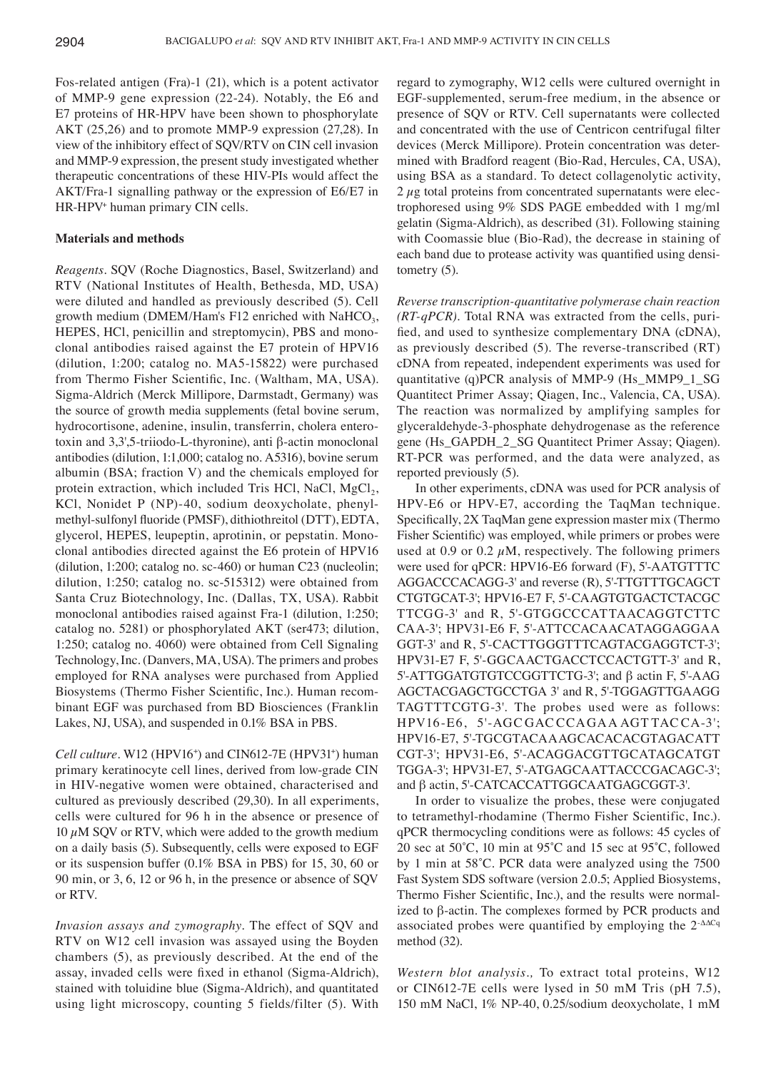Fos-related antigen (Fra)-1 (21), which is a potent activator of MMP-9 gene expression (22-24). Notably, the E6 and E7 proteins of HR-HPV have been shown to phosphorylate AKT (25,26) and to promote MMP-9 expression (27,28). In view of the inhibitory effect of SQV/RTV on CIN cell invasion and MMP-9 expression, the present study investigated whether therapeutic concentrations of these HIV-PIs would affect the AKT/Fra-1 signalling pathway or the expression of E6/E7 in HR-HPV+ human primary CIN cells.

## Materials and methods

*Reagents.* SQV (Roche Diagnostics, Basel, Switzerland) and RTV (National Institutes of Health, Bethesda, MD, USA) were diluted and handled as previously described (5). Cell growth medium (DMEM/Ham's F12 enriched with $NaHCO_3$, HEPES, HCl, penicillin and streptomycin), PBS and monoclonal antibodies raised against the E7 protein of HPV16 (dilution, 1:200; catalog no. MA5-15822) were purchased from Thermo Fisher Scientific, Inc. (Waltham, MA, USA). Sigma-Aldrich (Merck Millipore, Darmstadt, Germany) was the source of growth media supplements (fetal bovine serum, hydrocortisone, adenine, insulin, transferrin, cholera enterotoxin and 3,3',5-triiodo-L-thyronine), anti β-actin monoclonal antibodies (dilution, 1:1,000; catalog no. A5316), bovine serum albumin (BSA; fraction V) and the chemicals employed for protein extraction, which included Tris HCl, NaCl, $MgCl_2$, KCl, Nonidet P (NP)-40, sodium deoxycholate, phenylmethyl-sulfonyl fluoride (PMSF), dithiothreitol (DTT), EDTA, glycerol, HEPES, leupeptin, aprotinin, or pepstatin. Monoclonal antibodies directed against the E6 protein of HPV16 (dilution, 1:200; catalog no. sc-460) or human C23 (nucleolin; dilution, 1:250; catalog no. sc-515312) were obtained from Santa Cruz Biotechnology, Inc. (Dallas, TX, USA). Rabbit monoclonal antibodies raised against Fra-1 (dilution, 1:250; catalog no. 5281) or phosphorylated AKT (ser473; dilution, 1:250; catalog no. 4060) were obtained from Cell Signaling Technology, Inc. (Danvers, MA, USA). The primers and probes employed for RNA analyses were purchased from Applied Biosystems (Thermo Fisher Scientific, Inc.). Human recombinant EGF was purchased from BD Biosciences (Franklin Lakes, NJ, USA), and suspended in 0.1% BSA in PBS.

*Cell culture.* W12 (HPV16+) and CIN612-7E (HPV31+) human primary keratinocyte cell lines, derived from low-grade CIN in HIV-negative women were obtained, characterised and cultured as previously described (29,30). In all experiments, cells were cultured for 96 h in the absence or presence of 10 $\mu$M SQV or RTV, which were added to the growth medium on a daily basis (5). Subsequently, cells were exposed to EGF or its suspension buffer (0.1% BSA in PBS) for 15, 30, 60 or 90 min, or 3, 6, 12 or 96 h, in the presence or absence of SQV or RTV.

*Invasion assays and zymography.* The effect of SQV and RTV on W12 cell invasion was assayed using the Boyden chambers (5), as previously described. At the end of the assay, invaded cells were fixed in ethanol (Sigma-Aldrich), stained with toluidine blue (Sigma-Aldrich), and quantitated using light microscopy, counting 5 fields/filter (5). With regard to zymography, W12 cells were cultured overnight in EGF-supplemented, serum-free medium, in the absence or presence of SQV or RTV. Cell supernatants were collected and concentrated with the use of Centricon centrifugal filter devices (Merck Millipore). Protein concentration was determined with Bradford reagent (Bio-Rad, Hercules, CA, USA), using BSA as a standard. To detect collagenolytic activity, 2 $\mu$g total proteins from concentrated supernatants were electrophoresed using 9% SDS PAGE embedded with 1 mg/ml gelatin (Sigma-Aldrich), as described (31). Following staining with Coomassie blue (Bio-Rad), the decrease in staining of each band due to protease activity was quantified using densitometry (5).

*Reverse transcription-quantitative polymerase chain reaction (RT-qPCR).* Total RNA was extracted from the cells, purified, and used to synthesize complementary DNA (cDNA), as previously described (5). The reverse-transcribed (RT) cDNA from repeated, independent experiments was used for quantitative (q)PCR analysis of MMP-9 (Hs_MMP9_1_SG Quantitect Primer Assay; Qiagen, Inc., Valencia, CA, USA). The reaction was normalized by amplifying samples for glyceraldehyde-3-phosphate dehydrogenase as the reference gene (Hs_GAPDH_2_SG Quantitect Primer Assay; Qiagen). RT-PCR was performed, and the data were analyzed, as reported previously (5).

In other experiments, cDNA was used for PCR analysis of HPV-E6 or HPV-E7, according the TaqMan technique. Specifically, 2X TaqMan gene expression master mix (Thermo Fisher Scientific) was employed, while primers or probes were used at 0.9 or 0.2 $\mu$M, respectively. The following primers were used for qPCR: HPV16-E6 forward (F), 5'-AATGTTTC AGGACCCACAGG-3' and reverse (R), 5'-TTGTTTGCAGCT CTGTGCAT-3'; HPV16-E7 F, 5'-CAAGTGTGACTCTACGC TTCGG-3' and R, 5'-GTGGCCCATTAACAGGTCTTC CAA-3'; HPV31-E6 F, 5'-ATTCCACAACATAGGAGGAA GGT-3' and R, 5'-CACTTGGGTTTCAGTACGAGGTCT-3'; HPV31-E7 F, 5'-GGCAACTGACCTCCACTGTT-3' and R, 5'-ATTGGATGTGTCCGGTTCTG-3'; and β actin F, 5'-AAG AGCTACGAGCTGCCTGA 3' and R, 5'-TGGAGTTGAAGG TAGTTTCGTG-3'. The probes used were as follows: HPV16-E6, 5'-AGCGACCCAGAAAGTTACCA-3'; HPV16-E7, 5'-TGCGTACAAAGCACACACGTAGACATT CGT-3'; HPV31-E6, 5'-ACAGGACGTTGCATAGCATGT TGGA-3'; HPV31-E7, 5'-ATGAGCAATTACCCGACAGC-3'; and β actin, 5'-CATCACCATTGGCAATGAGCGGT-3'.

In order to visualize the probes, these were conjugated to tetramethyl-rhodamine (Thermo Fisher Scientific, Inc.). qPCR thermocycling conditions were as follows: 45 cycles of 20 sec at 50˚C, 10 min at 95˚C and 15 sec at 95˚C, followed by 1 min at 58˚C. PCR data were analyzed using the 7500 Fast System SDS software (version 2.0.5; Applied Biosystems, Thermo Fisher Scientific, Inc.), and the results were normalized to β-actin. The complexes formed by PCR products and associated probes were quantified by employing the $2^{-\Delta\Delta Cq}$ method (32).

*Western blot analysis.,* To extract total proteins, W12 or CIN612-7E cells were lysed in 50 mM Tris (pH 7.5), 150 mM NaCl, 1% NP-40, 0.25/sodium deoxycholate, 1 mM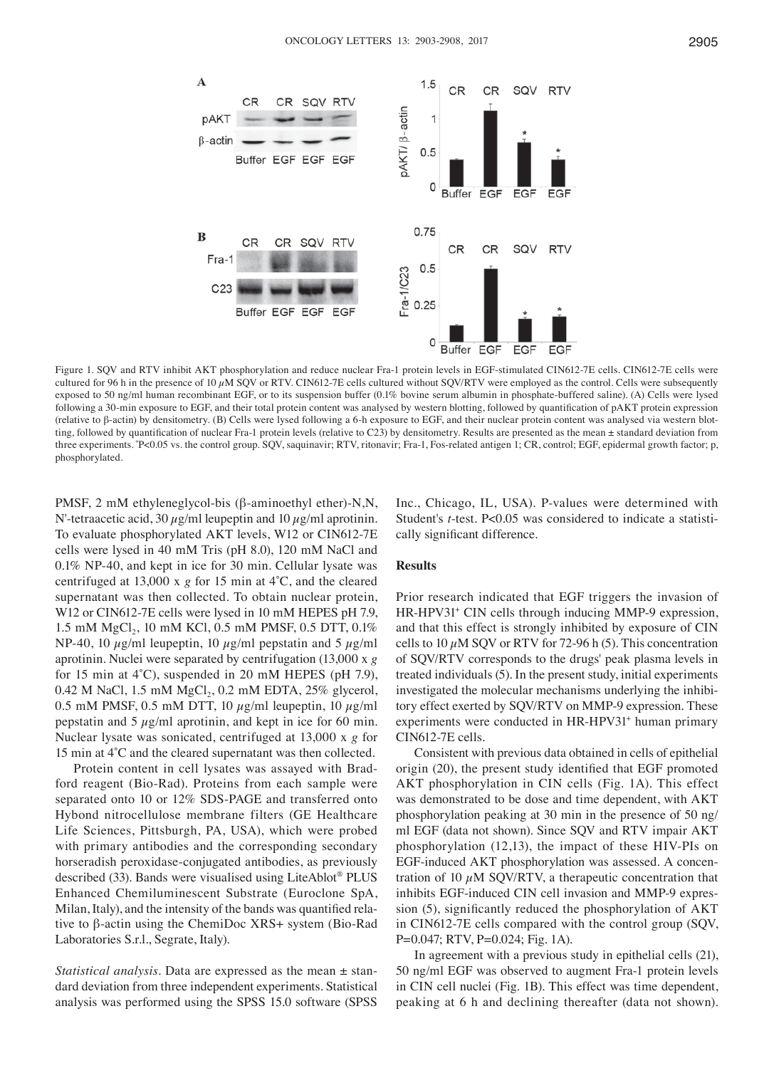Figure 1. SQV and RTV inhibit AKT phosphorylation and reduce nuclear Fra-1 protein levels in EGF-stimulated CIN612-7E cells. CIN612-7E cells were cultured for 96 h in the presence of 10 $\mu$M SQV or RTV. CIN612-7E cells cultured without SQV/RTV were employed as the control. Cells were subsequently exposed to 50 ng/ml human recombinant EGF, or to its suspension buffer (0.1% bovine serum albumin in phosphate-buffered saline). (A) Cells were lysed following a 30-min exposure to EGF, and their total protein content was analysed by western blotting, followed by quantification of pAKT protein expression (relative to β-actin) by densitometry. (B) Cells were lysed following a 6-h exposure to EGF, and their nuclear protein content was analysed via western blotting, followed by quantification of nuclear Fra-1 protein levels (relative to C23) by densitometry. Results are presented as the mean ± standard deviation from three experiments. *P<0.05 vs. the control group. SQV, saquinavir; RTV, ritonavir; Fra-1, Fos-related antigen 1; CR, control; EGF, epidermal growth factor; p, phosphorylated.

PMSF, 2 mM ethyleneglycol-bis (β-aminoethyl ether)-N,N,N'-tetraacetic acid, 30 $\mu$g/ml leupeptin and 10 $\mu$g/ml aprotinin. To evaluate phosphorylated AKT levels, W12 or CIN612-7E cells were lysed in 40 mM Tris (pH 8.0), 120 mM NaCl and 0.1% NP-40, and kept in ice for 30 min. Cellular lysate was centrifuged at 13,000 x *g* for 15 min at 4˚C, and the cleared supernatant was then collected. To obtain nuclear protein, W12 or CIN612-7E cells were lysed in 10 mM HEPES pH 7.9, 1.5 mM $MgCl_2$, 10 mM KCl, 0.5 mM PMSF, 0.5 DTT, 0.1% NP-40, 10 $\mu$g/ml leupeptin, 10 $\mu$g/ml pepstatin and 5 $\mu$g/ml aprotinin. Nuclei were separated by centrifugation (13,000 x *g* for 15 min at 4˚C), suspended in 20 mM HEPES (pH 7.9), 0.42 M NaCl, 1.5 mM $MgCl_2$, 0.2 mM EDTA, 25% glycerol, 0.5 mM PMSF, 0.5 mM DTT, 10 $\mu$g/ml leupeptin, 10 $\mu$g/ml pepstatin and 5 $\mu$g/ml aprotinin, and kept in ice for 60 min. Nuclear lysate was sonicated, centrifuged at 13,000 x *g* for 15 min at 4˚C and the cleared supernatant was then collected.

Protein content in cell lysates was assayed with Bradford reagent (Bio-Rad). Proteins from each sample were separated onto 10 or 12% SDS-PAGE and transferred onto Hybond nitrocellulose membrane filters (GE Healthcare Life Sciences, Pittsburgh, PA, USA), which were probed with primary antibodies and the corresponding secondary horseradish peroxidase-conjugated antibodies, as previously described (33). Bands were visualised using LiteAblot® PLUS Enhanced Chemiluminescent Substrate (Euroclone SpA, Milan, Italy), and the intensity of the bands was quantified relative to β-actin using the ChemiDoc XRS+ system (Bio-Rad Laboratories S.r.l., Segrate, Italy).

*Statistical analysis.* Data are expressed as the mean ± standard deviation from three independent experiments. Statistical analysis was performed using the SPSS 15.0 software (SPSS Inc., Chicago, IL, USA). P-values were determined with Student's *t*-test. P<0.05 was considered to indicate a statistically significant difference.

## Results

Prior research indicated that EGF triggers the invasion of HR-HPV31+ CIN cells through inducing MMP-9 expression, and that this effect is strongly inhibited by exposure of CIN cells to 10 $\mu$M SQV or RTV for 72-96 h (5). This concentration of SQV/RTV corresponds to the drugs' peak plasma levels in treated individuals (5). In the present study, initial experiments investigated the molecular mechanisms underlying the inhibitory effect exerted by SQV/RTV on MMP-9 expression. These experiments were conducted in HR-HPV31+ human primary CIN612-7E cells.

Consistent with previous data obtained in cells of epithelial origin (20), the present study identified that EGF promoted AKT phosphorylation in CIN cells (Fig. 1A). This effect was demonstrated to be dose and time dependent, with AKT phosphorylation peaking at 30 min in the presence of 50 ng/ml EGF (data not shown). Since SQV and RTV impair AKT phosphorylation (12,13), the impact of these HIV-PIs on EGF-induced AKT phosphorylation was assessed. A concentration of 10 $\mu$M SQV/RTV, a therapeutic concentration that inhibits EGF-induced CIN cell invasion and MMP-9 expression (5), significantly reduced the phosphorylation of AKT in CIN612-7E cells compared with the control group (SQV, P=0.047; RTV, P=0.024; Fig. 1A).

In agreement with a previous study in epithelial cells (21), 50 ng/ml EGF was observed to augment Fra-1 protein levels in CIN cell nuclei (Fig. 1B). This effect was time dependent, peaking at 6 h and declining thereafter (data not shown).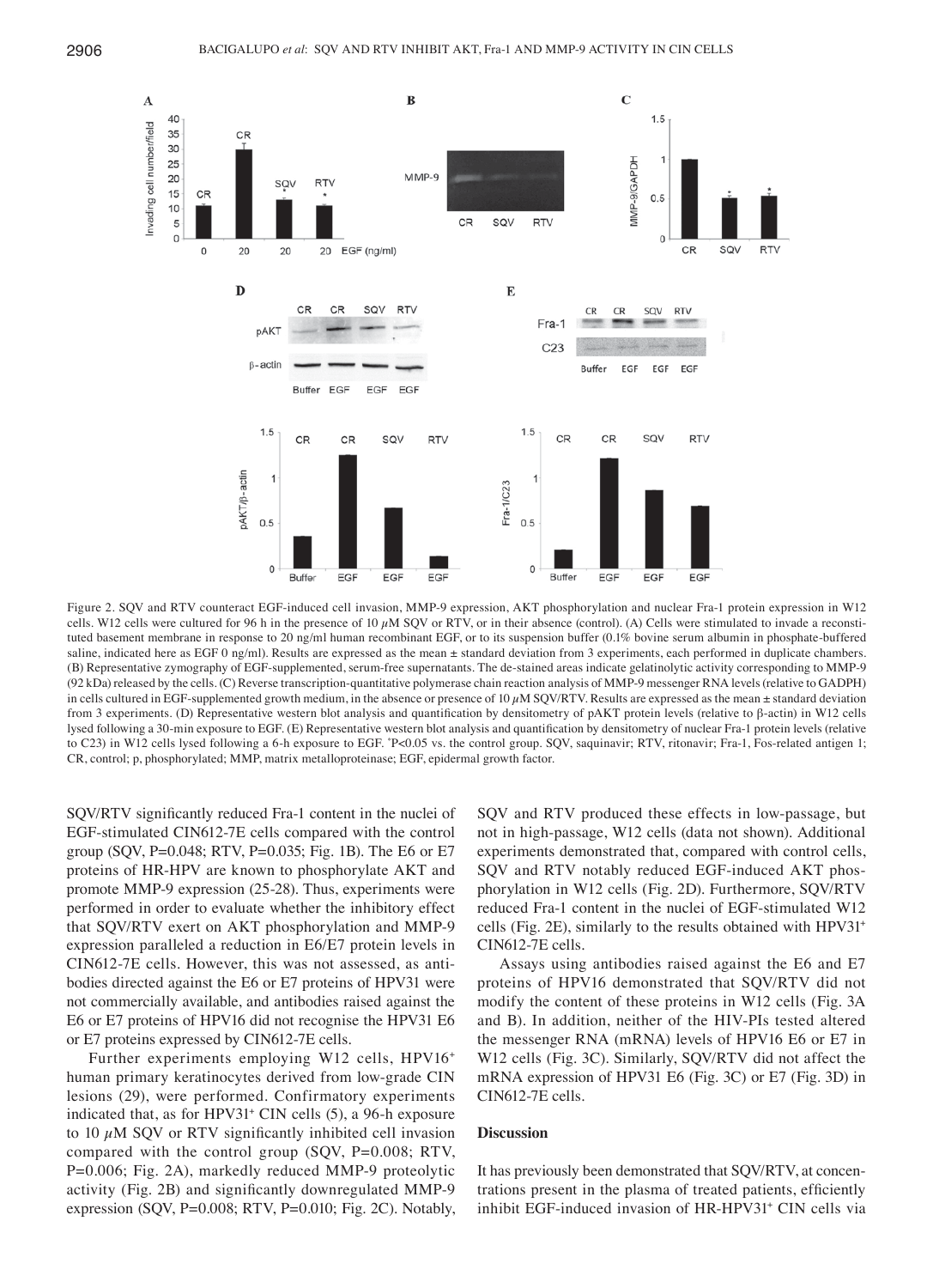Figure 2. SQV and RTV counteract EGF-induced cell invasion, MMP-9 expression, AKT phosphorylation and nuclear Fra-1 protein expression in W12 cells. W12 cells were cultured for 96 h in the presence of 10 $\mu$M SQV or RTV, or in their absence (control). (A) Cells were stimulated to invade a reconstituted basement membrane in response to 20 ng/ml human recombinant EGF, or to its suspension buffer (0.1% bovine serum albumin in phosphate-buffered saline, indicated here as EGF 0 ng/ml). Results are expressed as the mean ± standard deviation from 3 experiments, each performed in duplicate chambers. (B) Representative zymography of EGF-supplemented, serum-free supernatants. The de-stained areas indicate gelatinolytic activity corresponding to MMP-9 (92 kDa) released by the cells. (C) Reverse transcription-quantitative polymerase chain reaction analysis of MMP-9 messenger RNA levels (relative to GADPH) in cells cultured in EGF-supplemented growth medium, in the absence or presence of 10 $\mu$M SQV/RTV. Results are expressed as the mean ± standard deviation from 3 experiments. (D) Representative western blot analysis and quantification by densitometry of pAKT protein levels (relative to β-actin) in W12 cells lysed following a 30-min exposure to EGF. (E) Representative western blot analysis and quantification by densitometry of nuclear Fra-1 protein levels (relative to C23) in W12 cells lysed following a 6-h exposure to EGF. *P<0.05 vs. the control group. SQV, saquinavir; RTV, ritonavir; Fra-1, Fos-related antigen 1; CR, control; p, phosphorylated; MMP, matrix metalloproteinase; EGF, epidermal growth factor.

SQV/RTV significantly reduced Fra-1 content in the nuclei of EGF-stimulated CIN612-7E cells compared with the control group (SQV, P=0.048; RTV, P=0.035; Fig. 1B). The E6 or E7 proteins of HR-HPV are known to phosphorylate AKT and promote MMP-9 expression (25-28). Thus, experiments were performed in order to evaluate whether the inhibitory effect that SQV/RTV exert on AKT phosphorylation and MMP-9 expression paralleled a reduction in E6/E7 protein levels in CIN612-7E cells. However, this was not assessed, as antibodies directed against the E6 or E7 proteins of HPV31 were not commercially available, and antibodies raised against the E6 or E7 proteins of HPV16 did not recognise the HPV31 E6 or E7 proteins expressed by CIN612-7E cells.

Further experiments employing W12 cells, HPV16$^+$ human primary keratinocytes derived from low-grade CIN lesions (29), were performed. Confirmatory experiments indicated that, as for HPV31$^+$ CIN cells (5), a 96-h exposure to 10 $\mu$M SQV or RTV significantly inhibited cell invasion compared with the control group (SQV, P=0.008; RTV, P=0.006; Fig. 2A), markedly reduced MMP-9 proteolytic activity (Fig. 2B) and significantly downregulated MMP-9 expression (SQV, P=0.008; RTV, P=0.010; Fig. 2C). Notably, SQV and RTV produced these effects in low-passage, but not in high-passage, W12 cells (data not shown). Additional experiments demonstrated that, compared with control cells, SQV and RTV notably reduced EGF-induced AKT phosphorylation in W12 cells (Fig. 2D). Furthermore, SQV/RTV reduced Fra-1 content in the nuclei of EGF-stimulated W12 cells (Fig. 2E), similarly to the results obtained with HPV31$^+$ CIN612-7E cells.

Assays using antibodies raised against the E6 and E7 proteins of HPV16 demonstrated that SQV/RTV did not modify the content of these proteins in W12 cells (Fig. 3A and B). In addition, neither of the HIV-PIs tested altered the messenger RNA (mRNA) levels of HPV16 E6 or E7 in W12 cells (Fig. 3C). Similarly, SQV/RTV did not affect the mRNA expression of HPV31 E6 (Fig. 3C) or E7 (Fig. 3D) in CIN612-7E cells.

## Discussion

It has previously been demonstrated that SQV/RTV, at concentrations present in the plasma of treated patients, efficiently inhibit EGF-induced invasion of HR-HPV31$^+$ CIN cells via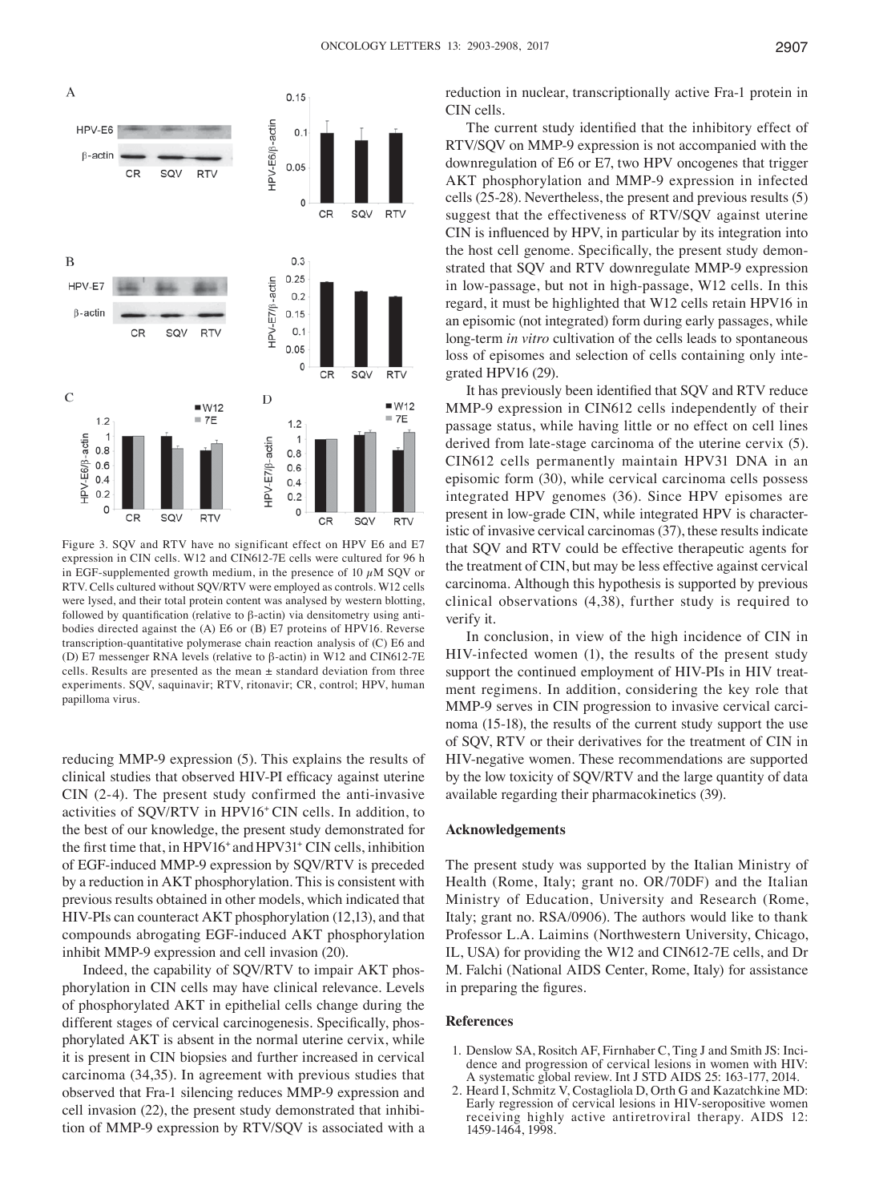Figure 3. SQV and RTV have no significant effect on HPV E6 and E7 expression in CIN cells. W12 and CIN612-7E cells were cultured for 96 h in EGF-supplemented growth medium, in the presence of 10 $\mu$M SQV or RTV. Cells cultured without SQV/RTV were employed as controls. W12 cells were lysed, and their total protein content was analysed by western blotting, followed by quantification (relative to β-actin) via densitometry using antibodies directed against the (A) E6 or (B) E7 proteins of HPV16. Reverse transcription-quantitative polymerase chain reaction analysis of (C) E6 and (D) E7 messenger RNA levels (relative to β-actin) in W12 and CIN612-7E cells. Results are presented as the mean ± standard deviation from three experiments. SQV, saquinavir; RTV, ritonavir; CR, control; HPV, human papilloma virus.

reducing MMP-9 expression (5). This explains the results of clinical studies that observed HIV-PI efficacy against uterine CIN (2-4). The present study confirmed the anti-invasive activities of SQV/RTV in HPV16$^+$ CIN cells. In addition, to the best of our knowledge, the present study demonstrated for the first time that, in HPV16$^+$ and HPV31$^+$ CIN cells, inhibition of EGF-induced MMP-9 expression by SQV/RTV is preceded by a reduction in AKT phosphorylation. This is consistent with previous results obtained in other models, which indicated that HIV-PIs can counteract AKT phosphorylation (12,13), and that compounds abrogating EGF-induced AKT phosphorylation inhibit MMP-9 expression and cell invasion (20).

Indeed, the capability of SQV/RTV to impair AKT phosphorylation in CIN cells may have clinical relevance. Levels of phosphorylated AKT in epithelial cells change during the different stages of cervical carcinogenesis. Specifically, phosphorylated AKT is absent in the normal uterine cervix, while it is present in CIN biopsies and further increased in cervical carcinoma (34,35). In agreement with previous studies that observed that Fra-1 silencing reduces MMP-9 expression and cell invasion (22), the present study demonstrated that inhibition of MMP-9 expression by RTV/SQV is associated with a reduction in nuclear, transcriptionally active Fra-1 protein in CIN cells.

The current study identified that the inhibitory effect of RTV/SQV on MMP-9 expression is not accompanied with the downregulation of E6 or E7, two HPV oncogenes that trigger AKT phosphorylation and MMP-9 expression in infected cells (25-28). Nevertheless, the present and previous results (5) suggest that the effectiveness of RTV/SQV against uterine CIN is influenced by HPV, in particular by its integration into the host cell genome. Specifically, the present study demonstrated that SQV and RTV downregulate MMP-9 expression in low-passage, but not in high-passage, W12 cells. In this regard, it must be highlighted that W12 cells retain HPV16 in an episomic (not integrated) form during early passages, while long-term *in vitro* cultivation of the cells leads to spontaneous loss of episomes and selection of cells containing only integrated HPV16 (29).

It has previously been identified that SQV and RTV reduce MMP-9 expression in CIN612 cells independently of their passage status, while having little or no effect on cell lines derived from late-stage carcinoma of the uterine cervix (5). CIN612 cells permanently maintain HPV31 DNA in an episomic form (30), while cervical carcinoma cells possess integrated HPV genomes (36). Since HPV episomes are present in low-grade CIN, while integrated HPV is characteristic of invasive cervical carcinomas (37), these results indicate that SQV and RTV could be effective therapeutic agents for the treatment of CIN, but may be less effective against cervical carcinoma. Although this hypothesis is supported by previous clinical observations (4,38), further study is required to verify it.

In conclusion, in view of the high incidence of CIN in HIV-infected women (1), the results of the present study support the continued employment of HIV-PIs in HIV treatment regimens. In addition, considering the key role that MMP-9 serves in CIN progression to invasive cervical carcinoma (15-18), the results of the current study support the use of SQV, RTV or their derivatives for the treatment of CIN in HIV-negative women. These recommendations are supported by the low toxicity of SQV/RTV and the large quantity of data available regarding their pharmacokinetics (39).

## Acknowledgements

The present study was supported by the Italian Ministry of Health (Rome, Italy; grant no. OR/70DF) and the Italian Ministry of Education, University and Research (Rome, Italy; grant no. RSA/0906). The authors would like to thank Professor L.A. Laimins (Northwestern University, Chicago, IL, USA) for providing the W12 and CIN612-7E cells, and Dr M. Falchi (National AIDS Center, Rome, Italy) for assistance in preparing the figures.

## References

1. Denslow SA, Rositch AF, Firnhaber C, Ting J and Smith JS: Incidence and progression of cervical lesions in women with HIV: A systematic global review. Int J STD AIDS 25: 163-177, 2014.
2. Heard I, Schmitz V, Costagliola D, Orth G and Kazatchkine MD: Early regression of cervical lesions in HIV-seropositive women receiving highly active antiretroviral therapy. AIDS 12: 1459-1464, 1998.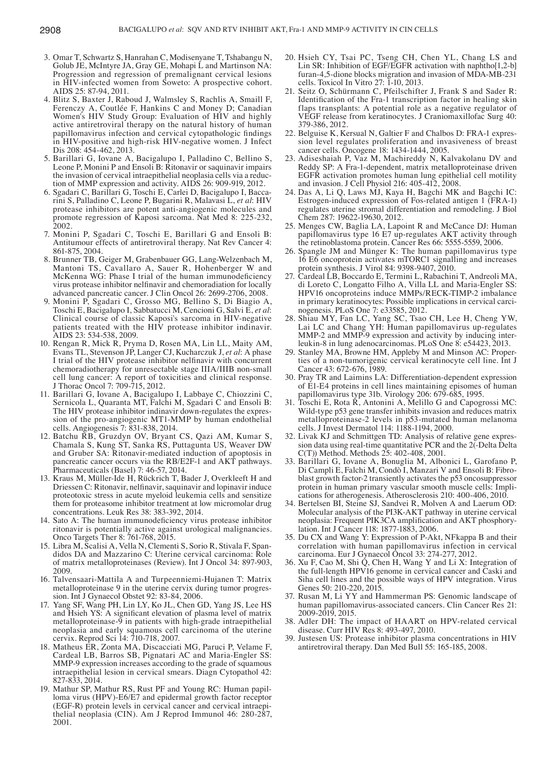3. Omar T, Schwartz S, Hanrahan C, Modisenyane T, Tshabangu N, Golub JE, McIntyre JA, Gray GE, Mohapi L and Martinson NA: Progression and regression of premalignant cervical lesions in HIV-infected women from Soweto: A prospective cohort. AIDS 25: 87-94, 2011.
4. Blitz S, Baxter J, Raboud J, Walmsley S, Rachlis A, Smaill F, Ferenczy A, Coutlée F, Hankins C and Money D; Canadian Women's HIV Study Group: Evaluation of HIV and highly active antiretroviral therapy on the natural history of human papillomavirus infection and cervical cytopathologic findings in HIV-positive and high-risk HIV-negative women. J Infect Dis 208: 454-462, 2013.
5. Barillari G, Iovane A, Bacigalupo I, Palladino C, Bellino S, Leone P, Monini P and Ensoli B: Ritonavir or saquinavir impairs the invasion of cervical intraepithelial neoplasia cells via a reduction of MMP expression and activity. AIDS 26: 909-919, 2012.
6. Sgadari C, Barillari G, Toschi E, Carlei D, Bacigalupo I, Baccarini S, Palladino C, Leone P, Bugarini R, Malavasi L, *et al*: HIV protease inhibitors are potent anti-angiogenic molecules and promote regression of Kaposi sarcoma. Nat Med 8: 225-232, 2002.
7. Monini P, Sgadari C, Toschi E, Barillari G and Ensoli B: Antitumour effects of antiretroviral therapy. Nat Rev Cancer 4: 861-875, 2004.
8. Brunner TB, Geiger M, Grabenbauer GG, Lang-Welzenbach M, Mantoni TS, Cavallaro A, Sauer R, Hohenberger W and McKenna WG: Phase I trial of the human immunodeficiency virus protease inhibitor nelfinavir and chemoradiation for locally advanced pancreatic cancer. J Clin Oncol 26: 2699-2706, 2008.
9. Monini P, Sgadari C, Grosso MG, Bellino S, Di Biagio A, Toschi E, Bacigalupo I, Sabbatucci M, Cencioni G, Salvi E, *et al*: Clinical course of classic Kaposi's sarcoma in HIV-negative patients treated with the HIV protease inhibitor indinavir. AIDS 23: 534-538, 2009.
10. Rengan R, Mick R, Pryma D, Rosen MA, Lin LL, Maity AM, Evans TL, Stevenson JP, Langer CJ, Kucharczuk J, *et al*: A phase I trial of the HIV protease inhibitor nelfinavir with concurrent chemoradiotherapy for unresectable stage IIIA/IIIB non-small cell lung cancer: A report of toxicities and clinical response. J Thorac Oncol 7: 709-715, 2012.
11. Barillari G, Iovane A, Bacigalupo I, Labbaye C, Chiozzini C, Sernicola L, Quaranta MT, Falchi M, Sgadari C and Ensoli B: The HIV protease inhibitor indinavir down-regulates the expression of the pro-angiogenic MT1-MMP by human endothelial cells. Angiogenesis 7: 831-838, 2014.
12. Batchu RB, Gruzdyn OV, Bryant CS, Qazi AM, Kumar S, Chamala S, Kung ST, Sanka RS, Puttagunta US, Weaver DW and Gruber SA: Ritonavir-mediated induction of apoptosis in pancreatic cancer occurs via the RB/E2F-1 and AKT pathways. Pharmaceuticals (Basel) 7: 46-57, 2014.
13. Kraus M, Müller-Ide H, Rückrich T, Bader J, Overkleeft H and Driessen C: Ritonavir, nelfinavir, saquinavir and lopinavir induce proteotoxic stress in acute myeloid leukemia cells and sensitize them for proteasome inhibitor treatment at low micromolar drug concentrations. Leuk Res 38: 383-392, 2014.
14. Sato A: The human immunodeficiency virus protease inhibitor ritonavir is potentially active against urological malignancies. Onco Targets Ther 8: 761-768, 2015.
15. Libra M, Scalisi A, Vella N, Clementi S, Sorio R, Stivala F, Spandidos DA and Mazzarino C: Uterine cervical carcinoma: Role of matrix metalloproteinases (Review). Int J Oncol 34: 897-903, 2009.
16. Talvensaari-Mattila A and Turpeenniemi-Hujanen T: Matrix metalloproteinase 9 in the uterine cervix during tumor progression. Int J Gynaecol Obstet 92: 83-84, 2006.
17. Yang SF, Wang PH, Lin LY, Ko JL, Chen GD, Yang JS, Lee HS and Hsieh YS: A significant elevation of plasma level of matrix metalloproteinase-9 in patients with high-grade intraepithelial neoplasia and early squamous cell carcinoma of the uterine cervix. Reprod Sci 14: 710-718, 2007.
18. Matheus ER, Zonta MA, Discacciati MG, Paruci P, Velame F, Cardeal LB, Barros SB, Pignatari AC and Maria-Engler SS: MMP-9 expression increases according to the grade of squamous intraepithelial lesion in cervical smears. Diagn Cytopathol 42: 827-833, 2014.
19. Mathur SP, Mathur RS, Rust PF and Young RC: Human papilloma virus (HPV)-E6/E7 and epidermal growth factor receptor (EGF-R) protein levels in cervical cancer and cervical intraepithelial neoplasia (CIN). Am J Reprod Immunol 46: 280-287, 2001.
20. Hsieh CY, Tsai PC, Tseng CH, Chen YL, Chang LS and Lin SR: Inhibition of EGF/EGFR activation with naphtho[1,2-b] furan-4,5-dione blocks migration and invasion of MDA-MB-231 cells. Toxicol In Vitro 27: 1-10, 2013.
21. Seitz O, Schürmann C, Pfeilschifter J, Frank S and Sader R: Identification of the Fra-1 transcription factor in healing skin flaps transplants: A potential role as a negative regulator of VEGF release from keratinocytes. J Craniomaxillofac Surg 40: 379-386, 2012.
22. Belguise K, Kersual N, Galtier F and Chalbos D: FRA-1 expression level regulates proliferation and invasiveness of breast cancer cells. Oncogene 18: 1434-1444, 2005.
23. Adiseshaiah P, Vaz M, Machireddy N, Kalvakolanu DV and Reddy SP: A Fra-1-dependent, matrix metalloproteinase driven EGFR activation promotes human lung epithelial cell motility and invasion. J Cell Physiol 216: 405-412, 2008.
24. Das A, Li Q, Laws MJ, Kaya H, Bagchi MK and Bagchi IC: Estrogen-induced expression of Fos-related antigen 1 (FRA-1) regulates uterine stromal differentiation and remodeling. J Biol Chem 287: 19622-19630, 2012.
25. Menges CW, Baglia LA, Lapoint R and McCance DJ: Human papillomavirus type 16 E7 up-regulates AKT activity through the retinoblastoma protein. Cancer Res 66: 5555-5559, 2006.
26. Spangle JM and Münger K: The human papillomavirus type 16 E6 oncoprotein activates mTORC1 signalling and increases protein synthesis. J Virol 84: 9398-9407, 2010.
27. Cardeal LB, Boccardo E, Termini L, Rabachini T, Andreoli MA, di Loreto C, Longatto Filho A, Villa LL and Maria-Engler SS: HPV16 oncoproteins induce MMPs/RECK-TIMP-2 imbalance in primary keratinocytes: Possible implications in cervical carcinogenesis. PLoS One 7: e33585, 2012.
28. Shiau MY, Fan LC, Yang SC, Tsao CH, Lee H, Cheng YW, Lai LC and Chang YH: Human papillomavirus up-regulates MMP-2 and MMP-9 expression and activity by inducing interleukin-8 in lung adenocarcinomas. PLoS One 8: e54423, 2013.
29. Stanley MA, Browne HM, Appleby M and Minson AC: Properties of a non-tumorigenic cervical keratinocyte cell line. Int J Cancer 43: 672-676, 1989.
30. Pray TR and Laimins LA: Differentiation-dependent expression of E1-E4 proteins in cell lines maintaining episomes of human papillomavirus type 31b. Virology 206: 679-685, 1995.
31. Toschi E, Rota R, Antonini A, Melillo G and Capogrossi MC: Wild-type p53 gene transfer inhibits invasion and reduces matrix metalloproteinase-2 levels in p53-mutated human melanoma cells. J Invest Dermatol 114: 1188-1194, 2000.
32. Livak KJ and Schmittgen TD: Analysis of relative gene expression data using real-time quantitative PCR and the 2(-Delta Delta C(T)) Method. Methods 25: 402-408, 2001.
33. Barillari G, Iovane A, Bonuglia M, Albonici L, Garofano P, Di Campli E, Falchi M, Condò I, Manzari V and Ensoli B: Fibroblast growth factor-2 transiently activates the p53 oncosuppressor protein in human primary vascular smooth muscle cells: Implications for atherogenesis. Atherosclerosis 210: 400-406, 2010.
34. Bertelsen BI, Steine SJ, Sandvei R, Molven A and Laerum OD: Molecular analysis of the PI3K-AKT pathway in uterine cervical neoplasia: Frequent PIK3CA amplification and AKT phosphorylation. Int J Cancer 118: 1877-1883, 2006.
35. Du CX and Wang Y: Expression of P-Akt, NFkappa B and their correlation with human papillomavirus infection in cervical carcinoma. Eur J Gynaecol Oncol 33: 274-277, 2012.
36. Xu F, Cao M, Shi Q, Chen H, Wang Y and Li X: Integration of the full-length HPV16 genome in cervical cancer and Caski and Siha cell lines and the possible ways of HPV integration. Virus Genes 50: 210-220, 2015.
37. Rusan M, Li YY and Hammerman PS: Genomic landscape of human papillomavirus-associated cancers. Clin Cancer Res 21: 2009-2019, 2015.
38. Adler DH: The impact of HAART on HPV-related cervical disease. Curr HIV Res 8: 493-497, 2010.
39. Justesen US: Protease inhibitor plasma concentrations in HIV antiretroviral therapy. Dan Med Bull 55: 165-185, 2008.